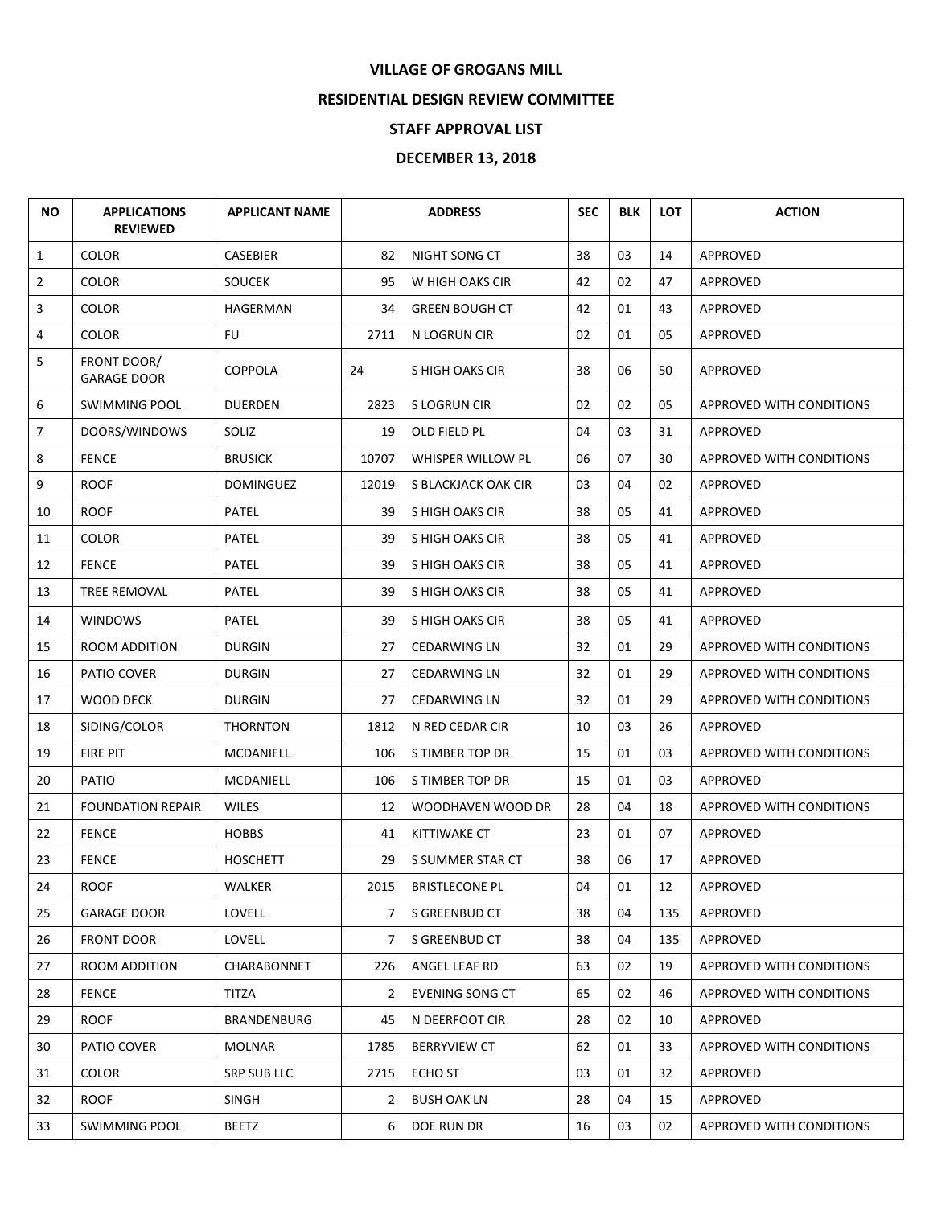# VILLAGE OF GROGANS MILL

## RESIDENTIAL DESIGN REVIEW COMMITTEE

## STAFF APPROVAL LIST

## DECEMBER 13, 2018

| NO | APPLICATIONS REVIEWED | APPLICANT NAME | ADDRESS | | SEC | BLK | LOT | ACTION |
|---|---|---|---|---|---|---|---|---|
| 1 | COLOR | CASEBIER | 82 | NIGHT SONG CT | 38 | 03 | 14 | APPROVED |
| 2 | COLOR | SOUCEK | 95 | W HIGH OAKS CIR | 42 | 02 | 47 | APPROVED |
| 3 | COLOR | HAGERMAN | 34 | GREEN BOUGH CT | 42 | 01 | 43 | APPROVED |
| 4 | COLOR | FU | 2711 | N LOGRUN CIR | 02 | 01 | 05 | APPROVED |
| 5 | FRONT DOOR/ GARAGE DOOR | COPPOLA | 24 | S HIGH OAKS CIR | 38 | 06 | 50 | APPROVED |
| 6 | SWIMMING POOL | DUERDEN | 2823 | S LOGRUN CIR | 02 | 02 | 05 | APPROVED WITH CONDITIONS |
| 7 | DOORS/WINDOWS | SOLIZ | 19 | OLD FIELD PL | 04 | 03 | 31 | APPROVED |
| 8 | FENCE | BRUSICK | 10707 | WHISPER WILLOW PL | 06 | 07 | 30 | APPROVED WITH CONDITIONS |
| 9 | ROOF | DOMINGUEZ | 12019 | S BLACKJACK OAK CIR | 03 | 04 | 02 | APPROVED |
| 10 | ROOF | PATEL | 39 | S HIGH OAKS CIR | 38 | 05 | 41 | APPROVED |
| 11 | COLOR | PATEL | 39 | S HIGH OAKS CIR | 38 | 05 | 41 | APPROVED |
| 12 | FENCE | PATEL | 39 | S HIGH OAKS CIR | 38 | 05 | 41 | APPROVED |
| 13 | TREE REMOVAL | PATEL | 39 | S HIGH OAKS CIR | 38 | 05 | 41 | APPROVED |
| 14 | WINDOWS | PATEL | 39 | S HIGH OAKS CIR | 38 | 05 | 41 | APPROVED |
| 15 | ROOM ADDITION | DURGIN | 27 | CEDARWING LN | 32 | 01 | 29 | APPROVED WITH CONDITIONS |
| 16 | PATIO COVER | DURGIN | 27 | CEDARWING LN | 32 | 01 | 29 | APPROVED WITH CONDITIONS |
| 17 | WOOD DECK | DURGIN | 27 | CEDARWING LN | 32 | 01 | 29 | APPROVED WITH CONDITIONS |
| 18 | SIDING/COLOR | THORNTON | 1812 | N RED CEDAR CIR | 10 | 03 | 26 | APPROVED |
| 19 | FIRE PIT | MCDANIELL | 106 | S TIMBER TOP DR | 15 | 01 | 03 | APPROVED WITH CONDITIONS |
| 20 | PATIO | MCDANIELL | 106 | S TIMBER TOP DR | 15 | 01 | 03 | APPROVED |
| 21 | FOUNDATION REPAIR | WILES | 12 | WOODHAVEN WOOD DR | 28 | 04 | 18 | APPROVED WITH CONDITIONS |
| 22 | FENCE | HOBBS | 41 | KITTIWAKE CT | 23 | 01 | 07 | APPROVED |
| 23 | FENCE | HOSCHETT | 29 | S SUMMER STAR CT | 38 | 06 | 17 | APPROVED |
| 24 | ROOF | WALKER | 2015 | BRISTLECONE PL | 04 | 01 | 12 | APPROVED |
| 25 | GARAGE DOOR | LOVELL | 7 | S GREENBUD CT | 38 | 04 | 135 | APPROVED |
| 26 | FRONT DOOR | LOVELL | 7 | S GREENBUD CT | 38 | 04 | 135 | APPROVED |
| 27 | ROOM ADDITION | CHARABONNET | 226 | ANGEL LEAF RD | 63 | 02 | 19 | APPROVED WITH CONDITIONS |
| 28 | FENCE | TITZA | 2 | EVENING SONG CT | 65 | 02 | 46 | APPROVED WITH CONDITIONS |
| 29 | ROOF | BRANDENBURG | 45 | N DEERFOOT CIR | 28 | 02 | 10 | APPROVED |
| 30 | PATIO COVER | MOLNAR | 1785 | BERRYVIEW CT | 62 | 01 | 33 | APPROVED WITH CONDITIONS |
| 31 | COLOR | SRP SUB LLC | 2715 | ECHO ST | 03 | 01 | 32 | APPROVED |
| 32 | ROOF | SINGH | 2 | BUSH OAK LN | 28 | 04 | 15 | APPROVED |
| 33 | SWIMMING POOL | BEETZ | 6 | DOE RUN DR | 16 | 03 | 02 | APPROVED WITH CONDITIONS |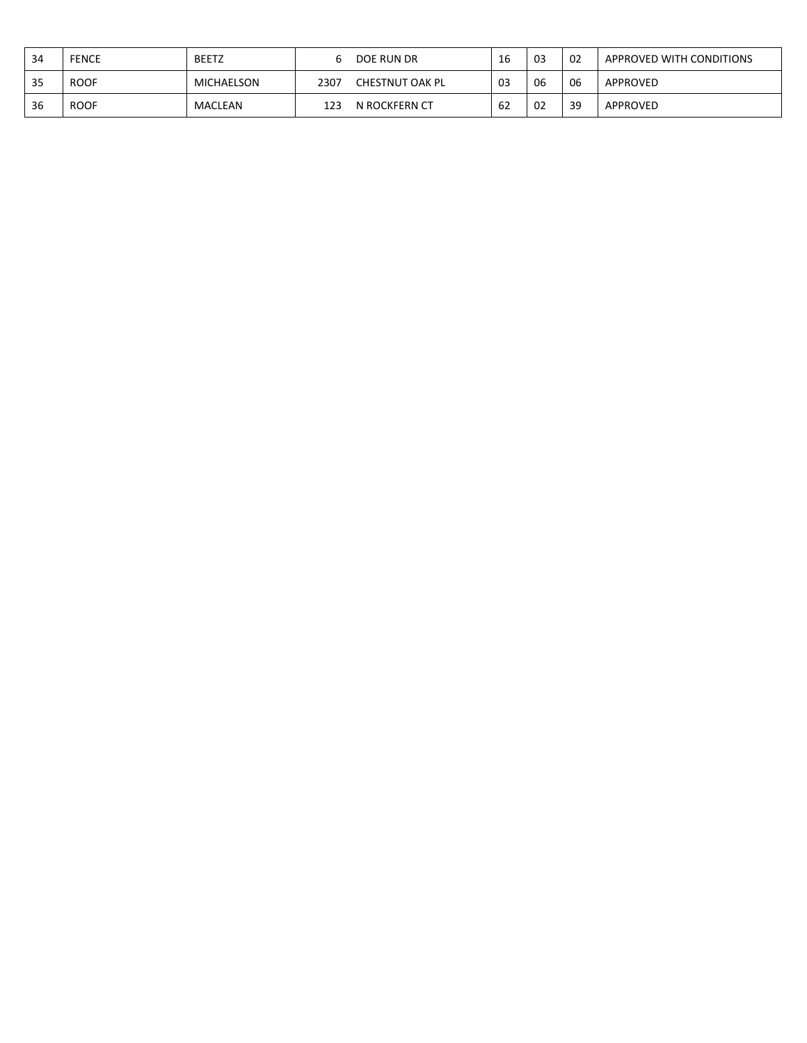| | | | | | | | | |
|---|---|---|---|---|---|---|---|---|
| 34 | FENCE | BEETZ | 6 | DOE RUN DR | 16 | 03 | 02 | APPROVED WITH CONDITIONS |
| 35 | ROOF | MICHAELSON | 2307 | CHESTNUT OAK PL | 03 | 06 | 06 | APPROVED |
| 36 | ROOF | MACLEAN | 123 | N ROCKFERN CT | 62 | 02 | 39 | APPROVED |